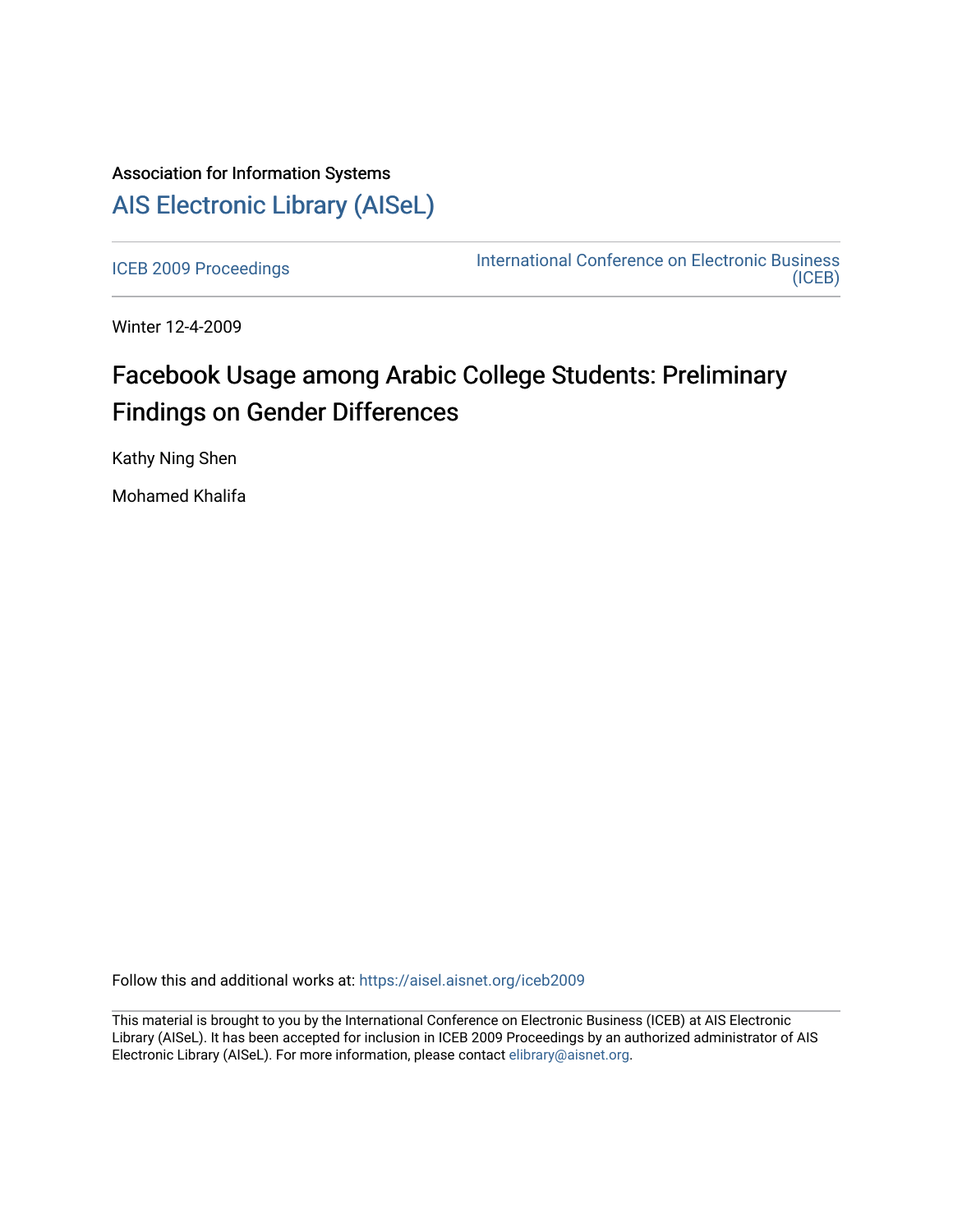Association for Information Systems

# AIS Electronic Library (AISeL)

ICEB 2009 Proceedings

International Conference on Electronic Business (ICEB)

Winter 12-4-2009

## Facebook Usage among Arabic College Students: Preliminary Findings on Gender Differences

Kathy Ning Shen

Mohamed Khalifa

Follow this and additional works at: https://aisel.aisnet.org/iceb2009

This material is brought to you by the International Conference on Electronic Business (ICEB) at AIS Electronic Library (AISeL). It has been accepted for inclusion in ICEB 2009 Proceedings by an authorized administrator of AIS Electronic Library (AISeL). For more information, please contact elibrary@aisnet.org.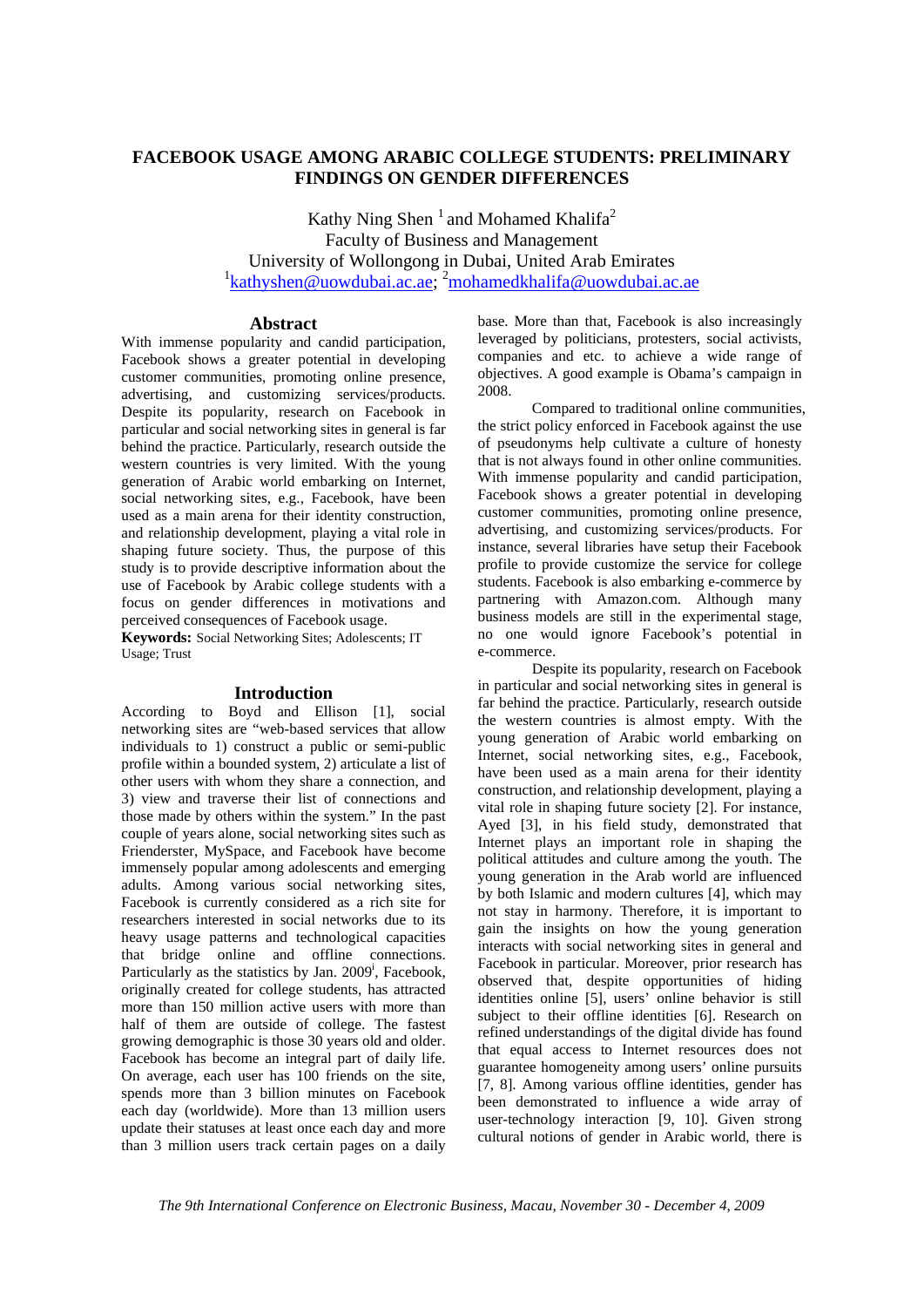# FACEBOOK USAGE AMONG ARABIC COLLEGE STUDENTS: PRELIMINARY FINDINGS ON GENDER DIFFERENCES

Kathy Ning Shen [1] and Mohamed Khalifa[2]
Faculty of Business and Management
University of Wollongong in Dubai, United Arab Emirates
[1]kathyshen@uowdubai.ac.ae; [2]mohamedkhalifa@uowdubai.ac.ae

## Abstract

With immense popularity and candid participation, Facebook shows a greater potential in developing customer communities, promoting online presence, advertising, and customizing services/products. Despite its popularity, research on Facebook in particular and social networking sites in general is far behind the practice. Particularly, research outside the western countries is very limited. With the young generation of Arabic world embarking on Internet, social networking sites, e.g., Facebook, have been used as a main arena for their identity construction, and relationship development, playing a vital role in shaping future society. Thus, the purpose of this study is to provide descriptive information about the use of Facebook by Arabic college students with a focus on gender differences in motivations and perceived consequences of Facebook usage.

**Keywords:** Social Networking Sites; Adolescents; IT Usage; Trust

## Introduction

According to Boyd and Ellison [1], social networking sites are "web-based services that allow individuals to 1) construct a public or semi-public profile within a bounded system, 2) articulate a list of other users with whom they share a connection, and 3) view and traverse their list of connections and those made by others within the system." In the past couple of years alone, social networking sites such as Frienderster, MySpace, and Facebook have become immensely popular among adolescents and emerging adults. Among various social networking sites, Facebook is currently considered as a rich site for researchers interested in social networks due to its heavy usage patterns and technological capacities that bridge online and offline connections. Particularly as the statistics by Jan. 2009[i], Facebook, originally created for college students, has attracted more than 150 million active users with more than half of them are outside of college. The fastest growing demographic is those 30 years old and older. Facebook has become an integral part of daily life. On average, each user has 100 friends on the site, spends more than 3 billion minutes on Facebook each day (worldwide). More than 13 million users update their statuses at least once each day and more than 3 million users track certain pages on a daily base. More than that, Facebook is also increasingly leveraged by politicians, protesters, social activists, companies and etc. to achieve a wide range of objectives. A good example is Obama's campaign in 2008.

Compared to traditional online communities, the strict policy enforced in Facebook against the use of pseudonyms help cultivate a culture of honesty that is not always found in other online communities. With immense popularity and candid participation, Facebook shows a greater potential in developing customer communities, promoting online presence, advertising, and customizing services/products. For instance, several libraries have setup their Facebook profile to provide customize the service for college students. Facebook is also embarking e-commerce by partnering with Amazon.com. Although many business models are still in the experimental stage, no one would ignore Facebook's potential in e-commerce.

Despite its popularity, research on Facebook in particular and social networking sites in general is far behind the practice. Particularly, research outside the western countries is almost empty. With the young generation of Arabic world embarking on Internet, social networking sites, e.g., Facebook, have been used as a main arena for their identity construction, and relationship development, playing a vital role in shaping future society [2]. For instance, Ayed [3], in his field study, demonstrated that Internet plays an important role in shaping the political attitudes and culture among the youth. The young generation in the Arab world are influenced by both Islamic and modern cultures [4], which may not stay in harmony. Therefore, it is important to gain the insights on how the young generation interacts with social networking sites in general and Facebook in particular. Moreover, prior research has observed that, despite opportunities of hiding identities online [5], users' online behavior is still subject to their offline identities [6]. Research on refined understandings of the digital divide has found that equal access to Internet resources does not guarantee homogeneity among users' online pursuits [7, 8]. Among various offline identities, gender has been demonstrated to influence a wide array of user-technology interaction [9, 10]. Given strong cultural notions of gender in Arabic world, there is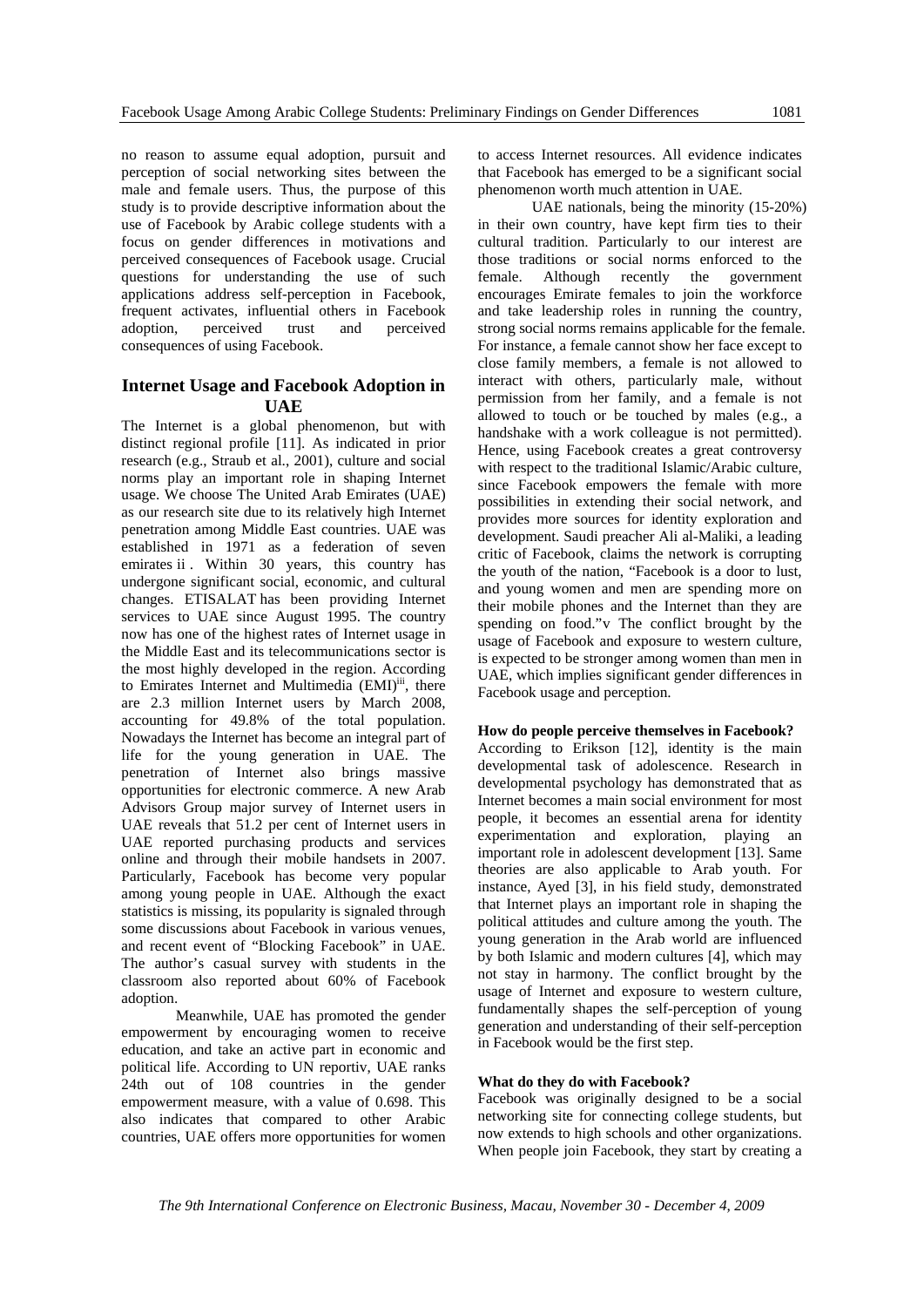no reason to assume equal adoption, pursuit and perception of social networking sites between the male and female users. Thus, the purpose of this study is to provide descriptive information about the use of Facebook by Arabic college students with a focus on gender differences in motivations and perceived consequences of Facebook usage. Crucial questions for understanding the use of such applications address self-perception in Facebook, frequent activates, influential others in Facebook adoption, perceived trust and perceived consequences of using Facebook.

## Internet Usage and Facebook Adoption in UAE

The Internet is a global phenomenon, but with distinct regional profile [11]. As indicated in prior research (e.g., Straub et al., 2001), culture and social norms play an important role in shaping Internet usage. We choose The United Arab Emirates (UAE) as our research site due to its relatively high Internet penetration among Middle East countries. UAE was established in 1971 as a federation of seven emirates ii . Within 30 years, this country has undergone significant social, economic, and cultural changes. ETISALAT has been providing Internet services to UAE since August 1995. The country now has one of the highest rates of Internet usage in the Middle East and its telecommunications sector is the most highly developed in the region. According to Emirates Internet and Multimedia (EMI)[iii], there are 2.3 million Internet users by March 2008, accounting for 49.8% of the total population. Nowadays the Internet has become an integral part of life for the young generation in UAE. The penetration of Internet also brings massive opportunities for electronic commerce. A new Arab Advisors Group major survey of Internet users in UAE reveals that 51.2 per cent of Internet users in UAE reported purchasing products and services online and through their mobile handsets in 2007. Particularly, Facebook has become very popular among young people in UAE. Although the exact statistics is missing, its popularity is signaled through some discussions about Facebook in various venues, and recent event of "Blocking Facebook" in UAE. The author's casual survey with students in the classroom also reported about 60% of Facebook adoption.

Meanwhile, UAE has promoted the gender empowerment by encouraging women to receive education, and take an active part in economic and political life. According to UN reportiv, UAE ranks 24th out of 108 countries in the gender empowerment measure, with a value of 0.698. This also indicates that compared to other Arabic countries, UAE offers more opportunities for women to access Internet resources. All evidence indicates that Facebook has emerged to be a significant social phenomenon worth much attention in UAE.

UAE nationals, being the minority (15-20%) in their own country, have kept firm ties to their cultural tradition. Particularly to our interest are those traditions or social norms enforced to the female. Although recently the government encourages Emirate females to join the workforce and take leadership roles in running the country, strong social norms remains applicable for the female. For instance, a female cannot show her face except to close family members, a female is not allowed to interact with others, particularly male, without permission from her family, and a female is not allowed to touch or be touched by males (e.g., a handshake with a work colleague is not permitted). Hence, using Facebook creates a great controversy with respect to the traditional Islamic/Arabic culture, since Facebook empowers the female with more possibilities in extending their social network, and provides more sources for identity exploration and development. Saudi preacher Ali al-Maliki, a leading critic of Facebook, claims the network is corrupting the youth of the nation, "Facebook is a door to lust, and young women and men are spending more on their mobile phones and the Internet than they are spending on food."v The conflict brought by the usage of Facebook and exposure to western culture, is expected to be stronger among women than men in UAE, which implies significant gender differences in Facebook usage and perception.

### How do people perceive themselves in Facebook?

According to Erikson [12], identity is the main developmental task of adolescence. Research in developmental psychology has demonstrated that as Internet becomes a main social environment for most people, it becomes an essential arena for identity experimentation and exploration, playing an important role in adolescent development [13]. Same theories are also applicable to Arab youth. For instance, Ayed [3], in his field study, demonstrated that Internet plays an important role in shaping the political attitudes and culture among the youth. The young generation in the Arab world are influenced by both Islamic and modern cultures [4], which may not stay in harmony. The conflict brought by the usage of Internet and exposure to western culture, fundamentally shapes the self-perception of young generation and understanding of their self-perception in Facebook would be the first step.

### What do they do with Facebook?

Facebook was originally designed to be a social networking site for connecting college students, but now extends to high schools and other organizations. When people join Facebook, they start by creating a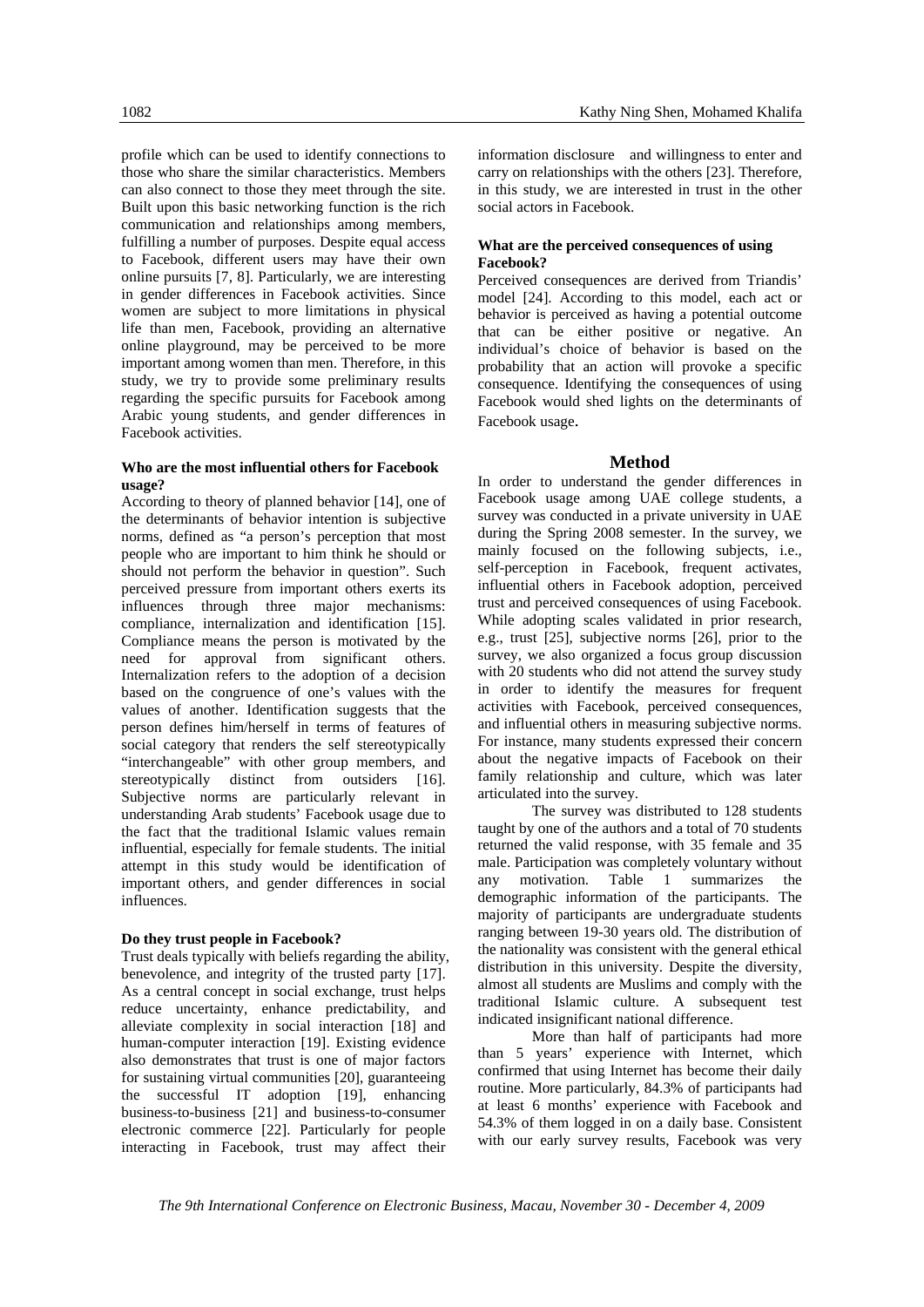profile which can be used to identify connections to those who share the similar characteristics. Members can also connect to those they meet through the site. Built upon this basic networking function is the rich communication and relationships among members, fulfilling a number of purposes. Despite equal access to Facebook, different users may have their own online pursuits [7, 8]. Particularly, we are interesting in gender differences in Facebook activities. Since women are subject to more limitations in physical life than men, Facebook, providing an alternative online playground, may be perceived to be more important among women than men. Therefore, in this study, we try to provide some preliminary results regarding the specific pursuits for Facebook among Arabic young students, and gender differences in Facebook activities.

#### Who are the most influential others for Facebook usage?

According to theory of planned behavior [14], one of the determinants of behavior intention is subjective norms, defined as "a person's perception that most people who are important to him think he should or should not perform the behavior in question". Such perceived pressure from important others exerts its influences through three major mechanisms: compliance, internalization and identification [15]. Compliance means the person is motivated by the need for approval from significant others. Internalization refers to the adoption of a decision based on the congruence of one's values with the values of another. Identification suggests that the person defines him/herself in terms of features of social category that renders the self stereotypically "interchangeable" with other group members, and stereotypically distinct from outsiders [16]. Subjective norms are particularly relevant in understanding Arab students' Facebook usage due to the fact that the traditional Islamic values remain influential, especially for female students. The initial attempt in this study would be identification of important others, and gender differences in social influences.

#### Do they trust people in Facebook?

Trust deals typically with beliefs regarding the ability, benevolence, and integrity of the trusted party [17]. As a central concept in social exchange, trust helps reduce uncertainty, enhance predictability, and alleviate complexity in social interaction [18] and human-computer interaction [19]. Existing evidence also demonstrates that trust is one of major factors for sustaining virtual communities [20], guaranteeing the successful IT adoption [19], enhancing business-to-business [21] and business-to-consumer electronic commerce [22]. Particularly for people interacting in Facebook, trust may affect their information disclosure and willingness to enter and carry on relationships with the others [23]. Therefore, in this study, we are interested in trust in the other social actors in Facebook.

#### What are the perceived consequences of using Facebook?

Perceived consequences are derived from Triandis' model [24]. According to this model, each act or behavior is perceived as having a potential outcome that can be either positive or negative. An individual's choice of behavior is based on the probability that an action will provoke a specific consequence. Identifying the consequences of using Facebook would shed lights on the determinants of Facebook usage.

## Method

In order to understand the gender differences in Facebook usage among UAE college students, a survey was conducted in a private university in UAE during the Spring 2008 semester. In the survey, we mainly focused on the following subjects, i.e., self-perception in Facebook, frequent activates, influential others in Facebook adoption, perceived trust and perceived consequences of using Facebook. While adopting scales validated in prior research, e.g., trust [25], subjective norms [26], prior to the survey, we also organized a focus group discussion with 20 students who did not attend the survey study in order to identify the measures for frequent activities with Facebook, perceived consequences, and influential others in measuring subjective norms. For instance, many students expressed their concern about the negative impacts of Facebook on their family relationship and culture, which was later articulated into the survey.

The survey was distributed to 128 students taught by one of the authors and a total of 70 students returned the valid response, with 35 female and 35 male. Participation was completely voluntary without any motivation. Table 1 summarizes the demographic information of the participants. The majority of participants are undergraduate students ranging between 19-30 years old. The distribution of the nationality was consistent with the general ethical distribution in this university. Despite the diversity, almost all students are Muslims and comply with the traditional Islamic culture. A subsequent test indicated insignificant national difference.

More than half of participants had more than 5 years' experience with Internet, which confirmed that using Internet has become their daily routine. More particularly, 84.3% of participants had at least 6 months' experience with Facebook and 54.3% of them logged in on a daily base. Consistent with our early survey results, Facebook was very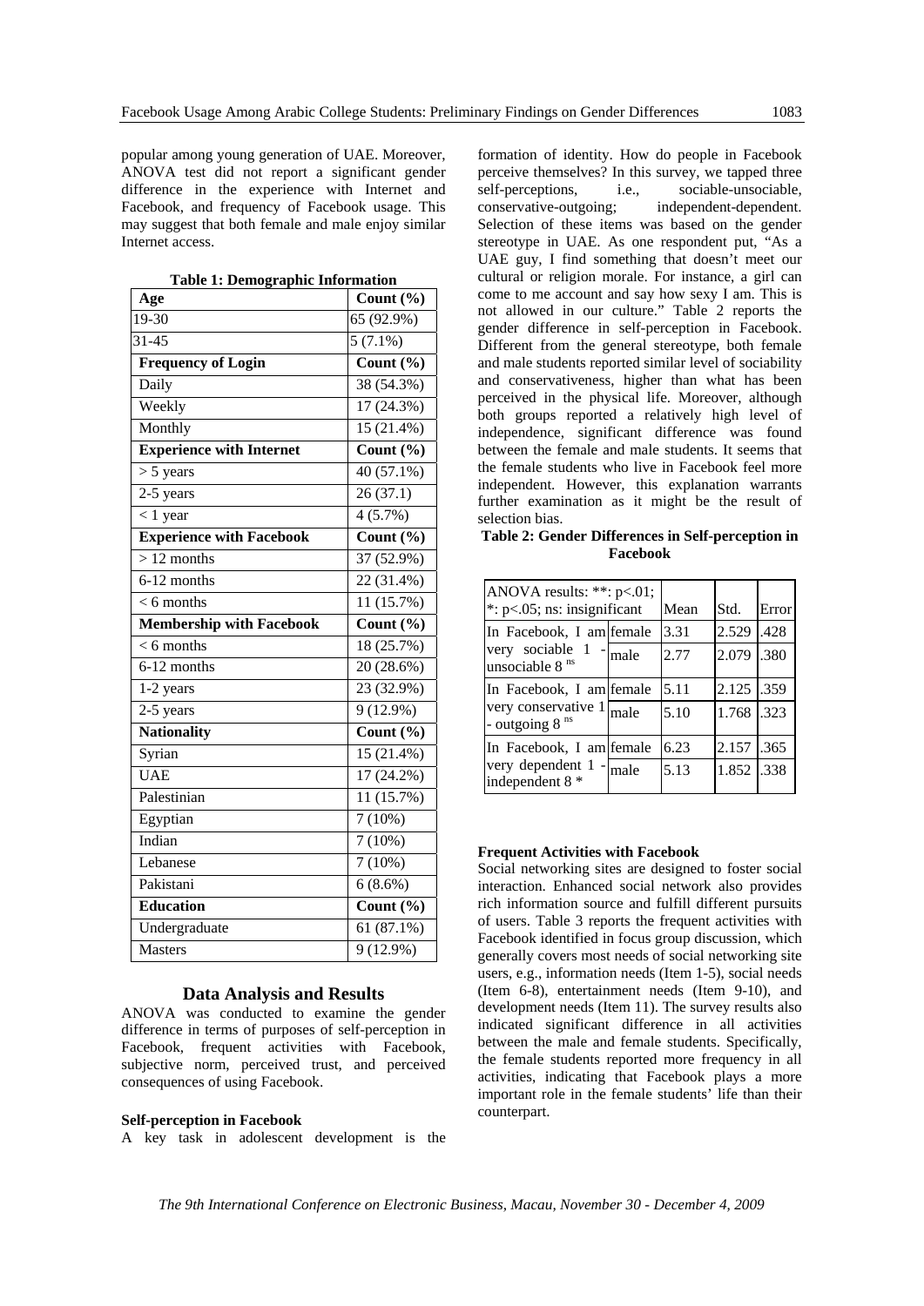popular among young generation of UAE. Moreover, ANOVA test did not report a significant gender difference in the experience with Internet and Facebook, and frequency of Facebook usage. This may suggest that both female and male enjoy similar Internet access.

**Table 1: Demographic Information**

| **Age** | **Count (%)** |
|---|---|
| 19-30 | 65 (92.9%) |
| 31-45 | 5 (7.1%) |
| **Frequency of Login** | **Count (%)** |
| Daily | 38 (54.3%) |
| Weekly | 17 (24.3%) |
| Monthly | 15 (21.4%) |
| **Experience with Internet** | **Count (%)** |
| > 5 years | 40 (57.1%) |
| 2-5 years | 26 (37.1) |
| < 1 year | 4 (5.7%) |
| **Experience with Facebook** | **Count (%)** |
| > 12 months | 37 (52.9%) |
| 6-12 months | 22 (31.4%) |
| < 6 months | 11 (15.7%) |
| **Membership with Facebook** | **Count (%)** |
| < 6 months | 18 (25.7%) |
| 6-12 months | 20 (28.6%) |
| 1-2 years | 23 (32.9%) |
| 2-5 years | 9 (12.9%) |
| **Nationality** | **Count (%)** |
| Syrian | 15 (21.4%) |
| UAE | 17 (24.2%) |
| Palestinian | 11 (15.7%) |
| Egyptian | 7 (10%) |
| Indian | 7 (10%) |
| Lebanese | 7 (10%) |
| Pakistani | 6 (8.6%) |
| **Education** | **Count (%)** |
| Undergraduate | 61 (87.1%) |
| Masters | 9 (12.9%) |

## Data Analysis and Results

ANOVA was conducted to examine the gender difference in terms of purposes of self-perception in Facebook, frequent activities with Facebook, subjective norm, perceived trust, and perceived consequences of using Facebook.

### Self-perception in Facebook

A key task in adolescent development is the formation of identity. How do people in Facebook perceive themselves? In this survey, we tapped three self-perceptions, i.e., sociable-unsociable, conservative-outgoing; independent-dependent. Selection of these items was based on the gender stereotype in UAE. As one respondent put, "As a UAE guy, I find something that doesn't meet our cultural or religion morale. For instance, a girl can come to me account and say how sexy I am. This is not allowed in our culture." Table 2 reports the gender difference in self-perception in Facebook. Different from the general stereotype, both female and male students reported similar level of sociability and conservativeness, higher than what has been perceived in the physical life. Moreover, although both groups reported a relatively high level of independence, significant difference was found between the female and male students. It seems that the female students who live in Facebook feel more independent. However, this explanation warrants further examination as it might be the result of selection bias.

**Table 2: Gender Differences in Self-perception in Facebook**

| ANOVA results: **: p<.01; *: p<.05; ns: insignificant | | Mean | Std. | Error |
|---|---|---|---|---|
| In Facebook, I am very sociable 1 - unsociable 8 ns | female | 3.31 | 2.529 | .428 |
| | male | 2.77 | 2.079 | .380 |
| In Facebook, I am very conservative 1 - outgoing 8 ns | female | 5.11 | 2.125 | .359 |
| | male | 5.10 | 1.768 | .323 |
| In Facebook, I am very dependent 1 - independent 8 * | female | 6.23 | 2.157 | .365 |
| | male | 5.13 | 1.852 | .338 |

### Frequent Activities with Facebook

Social networking sites are designed to foster social interaction. Enhanced social network also provides rich information source and fulfill different pursuits of users. Table 3 reports the frequent activities with Facebook identified in focus group discussion, which generally covers most needs of social networking site users, e.g., information needs (Item 1-5), social needs (Item 6-8), entertainment needs (Item 9-10), and development needs (Item 11). The survey results also indicated significant difference in all activities between the male and female students. Specifically, the female students reported more frequency in all activities, indicating that Facebook plays a more important role in the female students' life than their counterpart.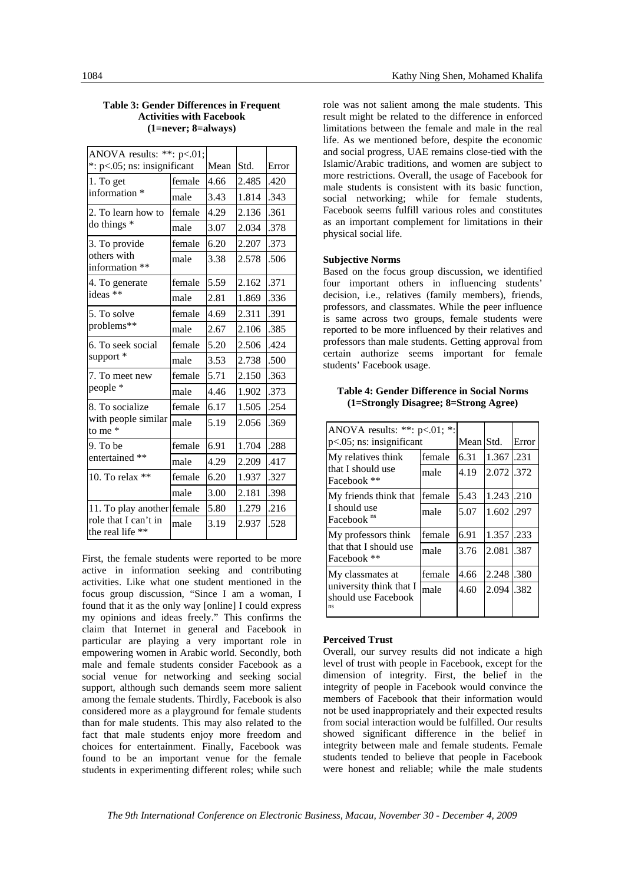**Table 3: Gender Differences in Frequent Activities with Facebook (1=never; 8=always)**

| ANOVA results: **: p<.01; *: p<.05; ns: insignificant | | Mean | Std. | Error |
|---|---|---|---|---|
| 1. To get information * | female | 4.66 | 2.485 | .420 |
| | male | 3.43 | 1.814 | .343 |
| 2. To learn how to do things * | female | 4.29 | 2.136 | .361 |
| | male | 3.07 | 2.034 | .378 |
| 3. To provide others with information ** | female | 6.20 | 2.207 | .373 |
| | male | 3.38 | 2.578 | .506 |
| 4. To generate ideas ** | female | 5.59 | 2.162 | .371 |
| | male | 2.81 | 1.869 | .336 |
| 5. To solve problems** | female | 4.69 | 2.311 | .391 |
| | male | 2.67 | 2.106 | .385 |
| 6. To seek social support * | female | 5.20 | 2.506 | .424 |
| | male | 3.53 | 2.738 | .500 |
| 7. To meet new people * | female | 5.71 | 2.150 | .363 |
| | male | 4.46 | 1.902 | .373 |
| 8. To socialize with people similar to me * | female | 6.17 | 1.505 | .254 |
| | male | 5.19 | 2.056 | .369 |
| 9. To be entertained ** | female | 6.91 | 1.704 | .288 |
| | male | 4.29 | 2.209 | .417 |
| 10. To relax ** | female | 6.20 | 1.937 | .327 |
| | male | 3.00 | 2.181 | .398 |
| 11. To play another role that I can't in the real life ** | female | 5.80 | 1.279 | .216 |
| | male | 3.19 | 2.937 | .528 |

First, the female students were reported to be more active in information seeking and contributing activities. Like what one student mentioned in the focus group discussion, "Since I am a woman, I found that it as the only way [online] I could express my opinions and ideas freely." This confirms the claim that Internet in general and Facebook in particular are playing a very important role in empowering women in Arabic world. Secondly, both male and female students consider Facebook as a social venue for networking and seeking social support, although such demands seem more salient among the female students. Thirdly, Facebook is also considered more as a playground for female students than for male students. This may also related to the fact that male students enjoy more freedom and choices for entertainment. Finally, Facebook was found to be an important venue for the female students in experimenting different roles; while such role was not salient among the male students. This result might be related to the difference in enforced limitations between the female and male in the real life. As we mentioned before, despite the economic and social progress, UAE remains close-tied with the Islamic/Arabic traditions, and women are subject to more restrictions. Overall, the usage of Facebook for male students is consistent with its basic function, social networking; while for female students, Facebook seems fulfill various roles and constitutes as an important complement for limitations in their physical social life.

**Subjective Norms**

Based on the focus group discussion, we identified four important others in influencing students' decision, i.e., relatives (family members), friends, professors, and classmates. While the peer influence is same across two groups, female students were reported to be more influenced by their relatives and professors than male students. Getting approval from certain authorize seems important for female students' Facebook usage.

**Table 4: Gender Difference in Social Norms (1=Strongly Disagree; 8=Strong Agree)**

| ANOVA results: **: p<.01; *: p<.05; ns: insignificant | | Mean | Std. | Error |
|---|---|---|---|---|
| My relatives think that I should use Facebook ** | female | 6.31 | 1.367 | .231 |
| | male | 4.19 | 2.072 | .372 |
| My friends think that I should use Facebook ns | female | 5.43 | 1.243 | .210 |
| | male | 5.07 | 1.602 | .297 |
| My professors think that that I should use Facebook ** | female | 6.91 | 1.357 | .233 |
| | male | 3.76 | 2.081 | .387 |
| My classmates at university think that I should use Facebook ns | female | 4.66 | 2.248 | .380 |
| | male | 4.60 | 2.094 | .382 |

**Perceived Trust**

Overall, our survey results did not indicate a high level of trust with people in Facebook, except for the dimension of integrity. First, the belief in the integrity of people in Facebook would convince the members of Facebook that their information would not be used inappropriately and their expected results from social interaction would be fulfilled. Our results showed significant difference in the belief in integrity between male and female students. Female students tended to believe that people in Facebook were honest and reliable; while the male students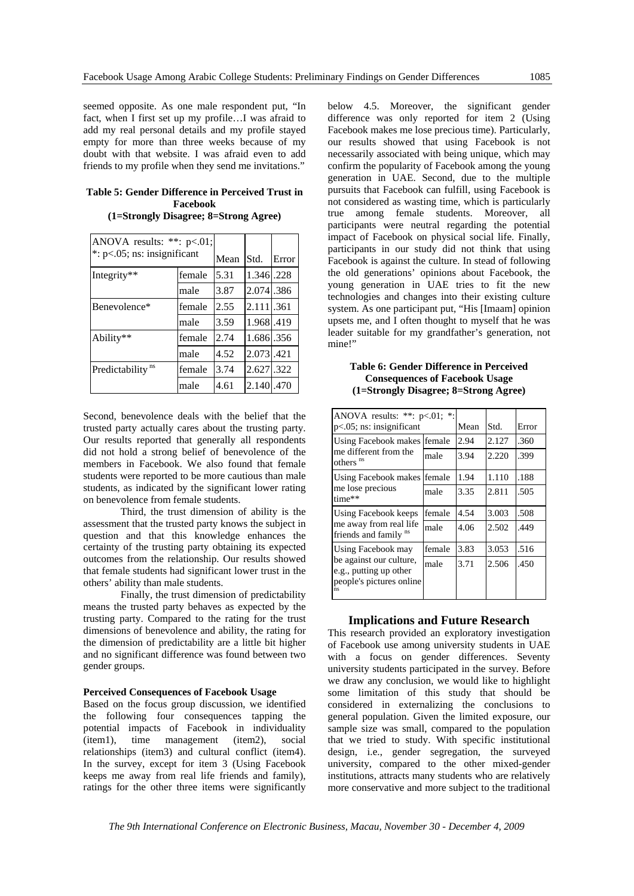seemed opposite. As one male respondent put, "In fact, when I first set up my profile…I was afraid to add my real personal details and my profile stayed empty for more than three weeks because of my doubt with that website. I was afraid even to add friends to my profile when they send me invitations."

**Table 5: Gender Difference in Perceived Trust in Facebook (1=Strongly Disagree; 8=Strong Agree)**

| ANOVA results: **: p<.01; *: p<.05; ns: insignificant | | Mean | Std. | Error |
|---|---|---|---|---|
| Integrity** | female | 5.31 | 1.346 | .228 |
| | male | 3.87 | 2.074 | .386 |
| Benevolence* | female | 2.55 | 2.111 | .361 |
| | male | 3.59 | 1.968 | .419 |
| Ability** | female | 2.74 | 1.686 | .356 |
| | male | 4.52 | 2.073 | .421 |
| Predictability [ns] | female | 3.74 | 2.627 | .322 |
| | male | 4.61 | 2.140 | .470 |

Second, benevolence deals with the belief that the trusted party actually cares about the trusting party. Our results reported that generally all respondents did not hold a strong belief of benevolence of the members in Facebook. We also found that female students were reported to be more cautious than male students, as indicated by the significant lower rating on benevolence from female students.

Third, the trust dimension of ability is the assessment that the trusted party knows the subject in question and that this knowledge enhances the certainty of the trusting party obtaining its expected outcomes from the relationship. Our results showed that female students had significant lower trust in the others' ability than male students.

Finally, the trust dimension of predictability means the trusted party behaves as expected by the trusting party. Compared to the rating for the trust dimensions of benevolence and ability, the rating for the dimension of predictability are a little bit higher and no significant difference was found between two gender groups.

**Perceived Consequences of Facebook Usage**

Based on the focus group discussion, we identified the following four consequences tapping the potential impacts of Facebook in individuality (item1), time management (item2), social relationships (item3) and cultural conflict (item4). In the survey, except for item 3 (Using Facebook keeps me away from real life friends and family), ratings for the other three items were significantly below 4.5. Moreover, the significant gender difference was only reported for item 2 (Using Facebook makes me lose precious time). Particularly, our results showed that using Facebook is not necessarily associated with being unique, which may confirm the popularity of Facebook among the young generation in UAE. Second, due to the multiple pursuits that Facebook can fulfill, using Facebook is not considered as wasting time, which is particularly true among female students. Moreover, all participants were neutral regarding the potential impact of Facebook on physical social life. Finally, participants in our study did not think that using Facebook is against the culture. In stead of following the old generations' opinions about Facebook, the young generation in UAE tries to fit the new technologies and changes into their existing culture system. As one participant put, "His [Imaam] opinion upsets me, and I often thought to myself that he was leader suitable for my grandfather's generation, not mine!"

**Table 6: Gender Difference in Perceived Consequences of Facebook Usage (1=Strongly Disagree; 8=Strong Agree)**

| ANOVA results: **: p<.01; *: p<.05; ns: insignificant | | Mean | Std. | Error |
|---|---|---|---|---|
| Using Facebook makes me different from the others [ns] | female | 2.94 | 2.127 | .360 |
| | male | 3.94 | 2.220 | .399 |
| Using Facebook makes me lose precious time** | female | 1.94 | 1.110 | .188 |
| | male | 3.35 | 2.811 | .505 |
| Using Facebook keeps me away from real life friends and family [ns] | female | 4.54 | 3.003 | .508 |
| | male | 4.06 | 2.502 | .449 |
| Using Facebook may be against our culture, e.g., putting up other people's pictures online [ns] | female | 3.83 | 3.053 | .516 |
| | male | 3.71 | 2.506 | .450 |

## Implications and Future Research

This research provided an exploratory investigation of Facebook use among university students in UAE with a focus on gender differences. Seventy university students participated in the survey. Before we draw any conclusion, we would like to highlight some limitation of this study that should be considered in externalizing the conclusions to general population. Given the limited exposure, our sample size was small, compared to the population that we tried to study. With specific institutional design, i.e., gender segregation, the surveyed university, compared to the other mixed-gender institutions, attracts many students who are relatively more conservative and more subject to the traditional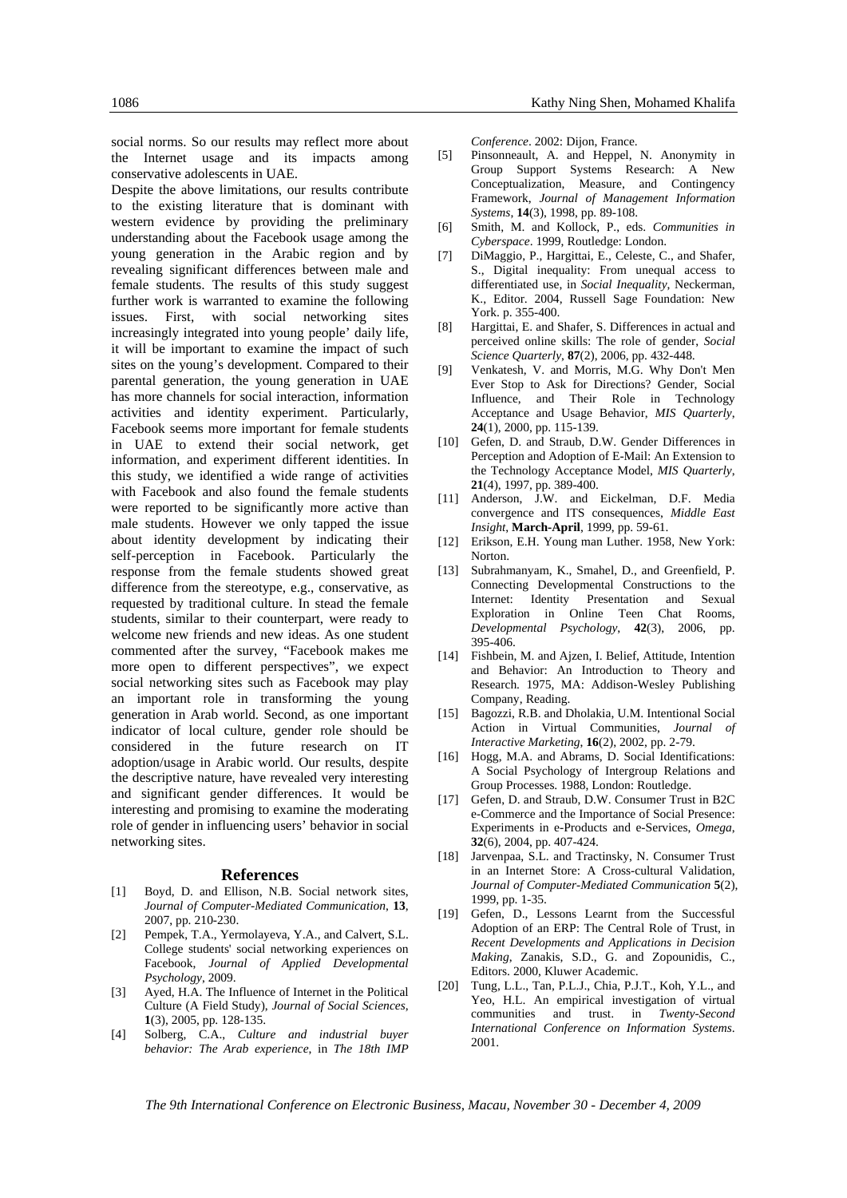social norms. So our results may reflect more about the Internet usage and its impacts among conservative adolescents in UAE.

Despite the above limitations, our results contribute to the existing literature that is dominant with western evidence by providing the preliminary understanding about the Facebook usage among the young generation in the Arabic region and by revealing significant differences between male and female students. The results of this study suggest further work is warranted to examine the following issues. First, with social networking sites increasingly integrated into young people' daily life, it will be important to examine the impact of such sites on the young's development. Compared to their parental generation, the young generation in UAE has more channels for social interaction, information activities and identity experiment. Particularly, Facebook seems more important for female students in UAE to extend their social network, get information, and experiment different identities. In this study, we identified a wide range of activities with Facebook and also found the female students were reported to be significantly more active than male students. However we only tapped the issue about identity development by indicating their self-perception in Facebook. Particularly the response from the female students showed great difference from the stereotype, e.g., conservative, as requested by traditional culture. In stead the female students, similar to their counterpart, were ready to welcome new friends and new ideas. As one student commented after the survey, "Facebook makes me more open to different perspectives", we expect social networking sites such as Facebook may play an important role in transforming the young generation in Arab world. Second, as one important indicator of local culture, gender role should be considered in the future research on IT adoption/usage in Arabic world. Our results, despite the descriptive nature, have revealed very interesting and significant gender differences. It would be interesting and promising to examine the moderating role of gender in influencing users' behavior in social networking sites.

## References

[1] Boyd, D. and Ellison, N.B. Social network sites, *Journal of Computer-Mediated Communication*, **13**, 2007, pp. 210-230.

[2] Pempek, T.A., Yermolayeva, Y.A., and Calvert, S.L. College students' social networking experiences on Facebook, *Journal of Applied Developmental Psychology*, 2009.

[3] Ayed, H.A. The Influence of Internet in the Political Culture (A Field Study), *Journal of Social Sciences*, **1**(3), 2005, pp. 128-135.

[4] Solberg, C.A., *Culture and industrial buyer behavior: The Arab experience*, in *The 18th IMP Conference*. 2002: Dijon, France.

[5] Pinsonneault, A. and Heppel, N. Anonymity in Group Support Systems Research: A New Conceptualization, Measure, and Contingency Framework, *Journal of Management Information Systems*, **14**(3), 1998, pp. 89-108.

[6] Smith, M. and Kollock, P., eds. *Communities in Cyberspace*. 1999, Routledge: London.

[7] DiMaggio, P., Hargittai, E., Celeste, C., and Shafer, S., Digital inequality: From unequal access to differentiated use, in *Social Inequality*, Neckerman, K., Editor. 2004, Russell Sage Foundation: New York. p. 355-400.

[8] Hargittai, E. and Shafer, S. Differences in actual and perceived online skills: The role of gender, *Social Science Quarterly*, **87**(2), 2006, pp. 432-448.

[9] Venkatesh, V. and Morris, M.G. Why Don't Men Ever Stop to Ask for Directions? Gender, Social Influence, and Their Role in Technology Acceptance and Usage Behavior, *MIS Quarterly*, **24**(1), 2000, pp. 115-139.

[10] Gefen, D. and Straub, D.W. Gender Differences in Perception and Adoption of E-Mail: An Extension to the Technology Acceptance Model, *MIS Quarterly*, **21**(4), 1997, pp. 389-400.

[11] Anderson, J.W. and Eickelman, D.F. Media convergence and ITS consequences, *Middle East Insight*, **March-April**, 1999, pp. 59-61.

[12] Erikson, E.H. Young man Luther. 1958, New York: Norton.

[13] Subrahmanyam, K., Smahel, D., and Greenfield, P. Connecting Developmental Constructions to the Internet: Identity Presentation and Sexual Exploration in Online Teen Chat Rooms, *Developmental Psychology*, **42**(3), 2006, pp. 395-406.

[14] Fishbein, M. and Ajzen, I. Belief, Attitude, Intention and Behavior: An Introduction to Theory and Research. 1975, MA: Addison-Wesley Publishing Company, Reading.

[15] Bagozzi, R.B. and Dholakia, U.M. Intentional Social Action in Virtual Communities, *Journal of Interactive Marketing*, **16**(2), 2002, pp. 2-79.

[16] Hogg, M.A. and Abrams, D. Social Identifications: A Social Psychology of Intergroup Relations and Group Processes. 1988, London: Routledge.

[17] Gefen, D. and Straub, D.W. Consumer Trust in B2C e-Commerce and the Importance of Social Presence: Experiments in e-Products and e-Services, *Omega*, **32**(6), 2004, pp. 407-424.

[18] Jarvenpaa, S.L. and Tractinsky, N. Consumer Trust in an Internet Store: A Cross-cultural Validation, *Journal of Computer-Mediated Communication* **5**(2), 1999, pp. 1-35.

[19] Gefen, D., Lessons Learnt from the Successful Adoption of an ERP: The Central Role of Trust, in *Recent Developments and Applications in Decision Making*, Zanakis, S.D., G. and Zopounidis, C., Editors. 2000, Kluwer Academic.

[20] Tung, L.L., Tan, P.L.J., Chia, P.J.T., Koh, Y.L., and Yeo, H.L. An empirical investigation of virtual communities and trust. in *Twenty-Second International Conference on Information Systems*. 2001.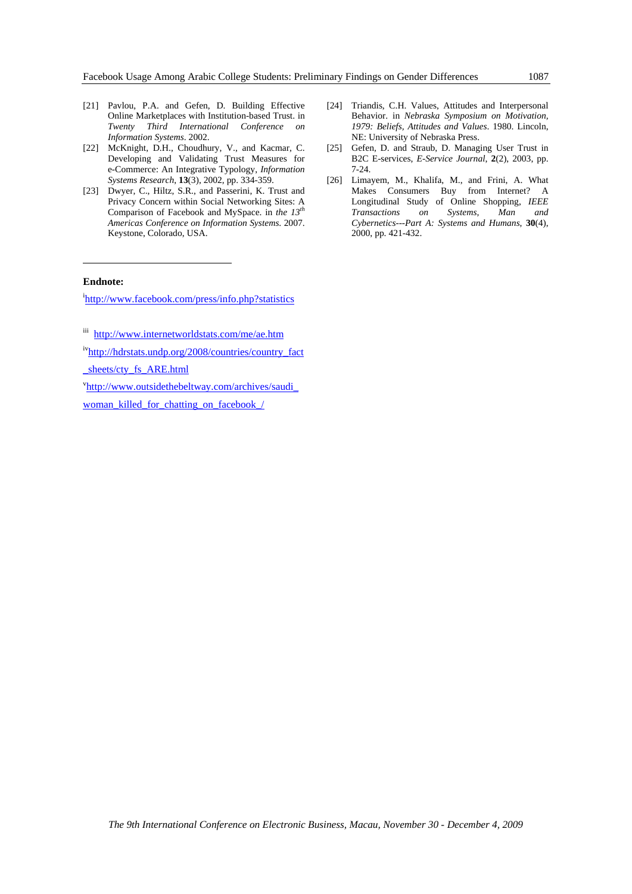[21] Pavlou, P.A. and Gefen, D. Building Effective Online Marketplaces with Institution-based Trust. in *Twenty Third International Conference on Information Systems*. 2002.

[22] McKnight, D.H., Choudhury, V., and Kacmar, C. Developing and Validating Trust Measures for e-Commerce: An Integrative Typology, *Information Systems Research*, **13**(3), 2002, pp. 334-359.

[23] Dwyer, C., Hiltz, S.R., and Passerini, K. Trust and Privacy Concern within Social Networking Sites: A Comparison of Facebook and MySpace. in *the 13th Americas Conference on Information Systems*. 2007. Keystone, Colorado, USA.

[24] Triandis, C.H. Values, Attitudes and Interpersonal Behavior. in *Nebraska Symposium on Motivation, 1979: Beliefs, Attitudes and Values*. 1980. Lincoln, NE: University of Nebraska Press.

[25] Gefen, D. and Straub, D. Managing User Trust in B2C E-services, *E-Service Journal*, **2**(2), 2003, pp. 7-24.

[26] Limayem, M., Khalifa, M., and Frini, A. What Makes Consumers Buy from Internet? A Longitudinal Study of Online Shopping, *IEEE Transactions on Systems, Man and Cybernetics---Part A: Systems and Humans*, **30**(4), 2000, pp. 421-432.

---

**Endnote:**

[i] http://www.facebook.com/press/info.php?statistics

[iii] http://www.internetworldstats.com/me/ae.htm

[iv] http://hdrstats.undp.org/2008/countries/country_fact_sheets/cty_fs_ARE.html

[v] http://www.outsidethebeltway.com/archives/saudi_woman_killed_for_chatting_on_facebook_/